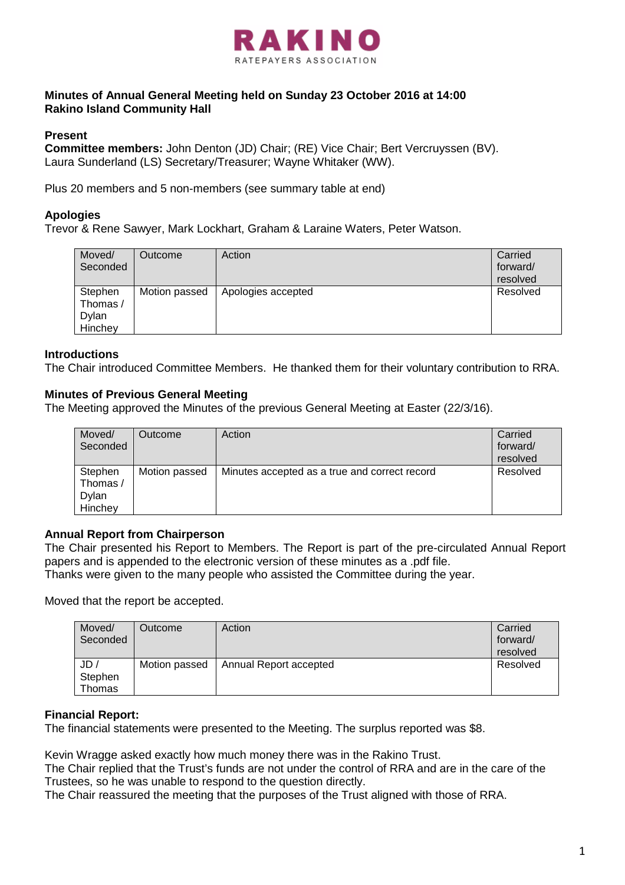# RAKINO
RATEPAYERS ASSOCIATION

**Minutes of Annual General Meeting held on Sunday 23 October 2016 at 14:00**
**Rakino Island Community Hall**

**Present**
**Committee members:** John Denton (JD) Chair; (RE) Vice Chair; Bert Vercruyssen (BV). Laura Sunderland (LS) Secretary/Treasurer; Wayne Whitaker (WW).

Plus 20 members and 5 non-members (see summary table at end)

**Apologies**
Trevor & Rene Sawyer, Mark Lockhart, Graham & Laraine Waters, Peter Watson.

| Moved/ Seconded | Outcome | Action | Carried forward/ resolved |
|---|---|---|---|
| Stephen Thomas / Dylan Hinchey | Motion passed | Apologies accepted | Resolved |

**Introductions**
The Chair introduced Committee Members. He thanked them for their voluntary contribution to RRA.

**Minutes of Previous General Meeting**
The Meeting approved the Minutes of the previous General Meeting at Easter (22/3/16).

| Moved/ Seconded | Outcome | Action | Carried forward/ resolved |
|---|---|---|---|
| Stephen Thomas / Dylan Hinchey | Motion passed | Minutes accepted as a true and correct record | Resolved |

**Annual Report from Chairperson**
The Chair presented his Report to Members. The Report is part of the pre-circulated Annual Report papers and is appended to the electronic version of these minutes as a .pdf file.
Thanks were given to the many people who assisted the Committee during the year.

Moved that the report be accepted.

| Moved/ Seconded | Outcome | Action | Carried forward/ resolved |
|---|---|---|---|
| JD / Stephen Thomas | Motion passed | Annual Report accepted | Resolved |

**Financial Report:**
The financial statements were presented to the Meeting. The surplus reported was $8.

Kevin Wragge asked exactly how much money there was in the Rakino Trust.
The Chair replied that the Trust's funds are not under the control of RRA and are in the care of the Trustees, so he was unable to respond to the question directly.
The Chair reassured the meeting that the purposes of the Trust aligned with those of RRA.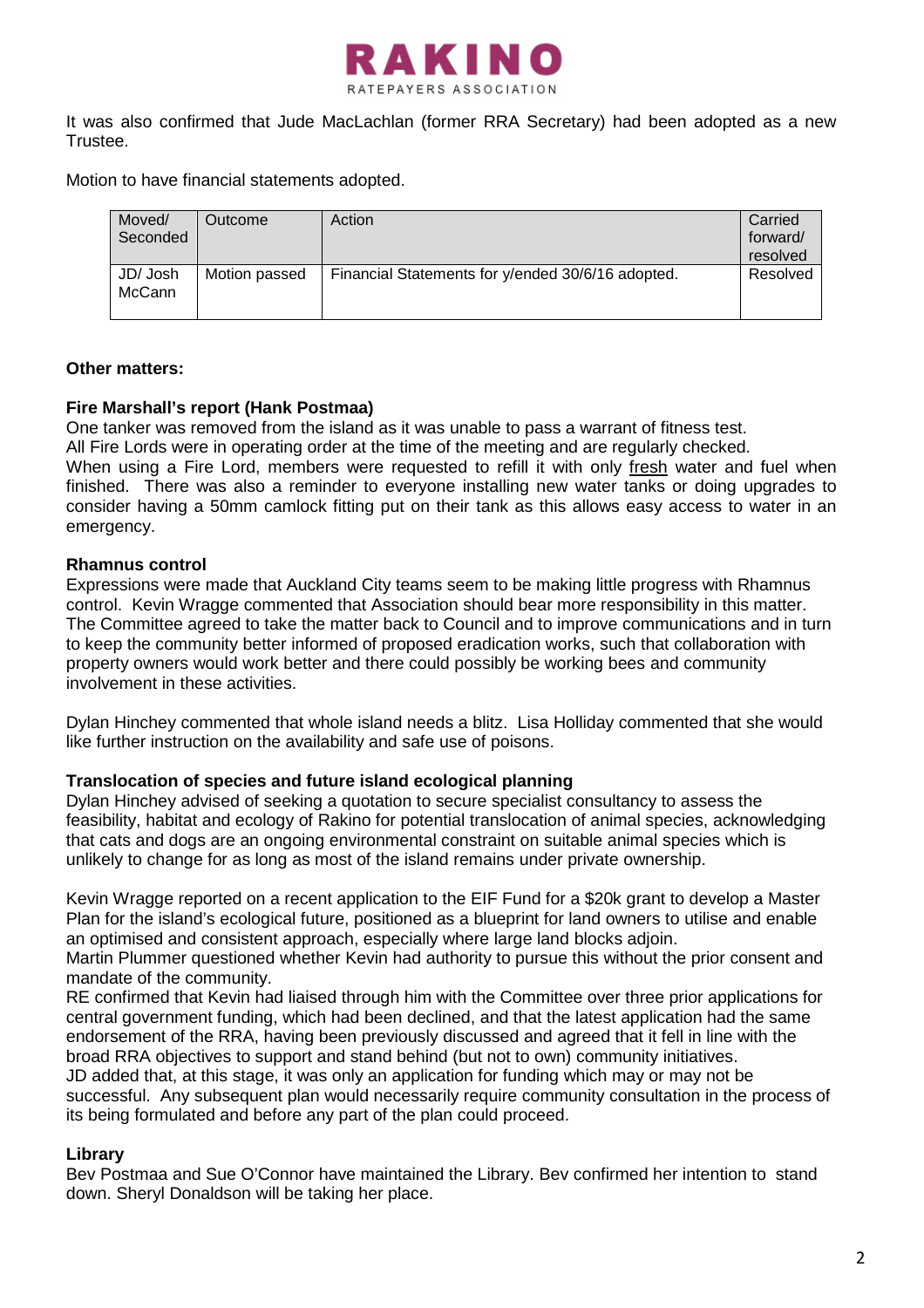It was also confirmed that Jude MacLachlan (former RRA Secretary) had been adopted as a new Trustee.

Motion to have financial statements adopted.

| Moved/ Seconded | Outcome | Action | Carried forward/ resolved |
|---|---|---|---|
| JD/ Josh McCann | Motion passed | Financial Statements for y/ended 30/6/16 adopted. | Resolved |

**Other matters:**

**Fire Marshall's report (Hank Postmaa)**

One tanker was removed from the island as it was unable to pass a warrant of fitness test.
All Fire Lords were in operating order at the time of the meeting and are regularly checked.
When using a Fire Lord, members were requested to refill it with only fresh water and fuel when finished. There was also a reminder to everyone installing new water tanks or doing upgrades to consider having a 50mm camlock fitting put on their tank as this allows easy access to water in an emergency.

**Rhamnus control**

Expressions were made that Auckland City teams seem to be making little progress with Rhamnus control. Kevin Wragge commented that Association should bear more responsibility in this matter. The Committee agreed to take the matter back to Council and to improve communications and in turn to keep the community better informed of proposed eradication works, such that collaboration with property owners would work better and there could possibly be working bees and community involvement in these activities.

Dylan Hinchey commented that whole island needs a blitz. Lisa Holliday commented that she would like further instruction on the availability and safe use of poisons.

**Translocation of species and future island ecological planning**

Dylan Hinchey advised of seeking a quotation to secure specialist consultancy to assess the feasibility, habitat and ecology of Rakino for potential translocation of animal species, acknowledging that cats and dogs are an ongoing environmental constraint on suitable animal species which is unlikely to change for as long as most of the island remains under private ownership.

Kevin Wragge reported on a recent application to the EIF Fund for a $20k grant to develop a Master Plan for the island's ecological future, positioned as a blueprint for land owners to utilise and enable an optimised and consistent approach, especially where large land blocks adjoin.
Martin Plummer questioned whether Kevin had authority to pursue this without the prior consent and mandate of the community.
RE confirmed that Kevin had liaised through him with the Committee over three prior applications for central government funding, which had been declined, and that the latest application had the same endorsement of the RRA, having been previously discussed and agreed that it fell in line with the broad RRA objectives to support and stand behind (but not to own) community initiatives.
JD added that, at this stage, it was only an application for funding which may or may not be successful. Any subsequent plan would necessarily require community consultation in the process of its being formulated and before any part of the plan could proceed.

**Library**

Bev Postmaa and Sue O'Connor have maintained the Library. Bev confirmed her intention to stand down. Sheryl Donaldson will be taking her place.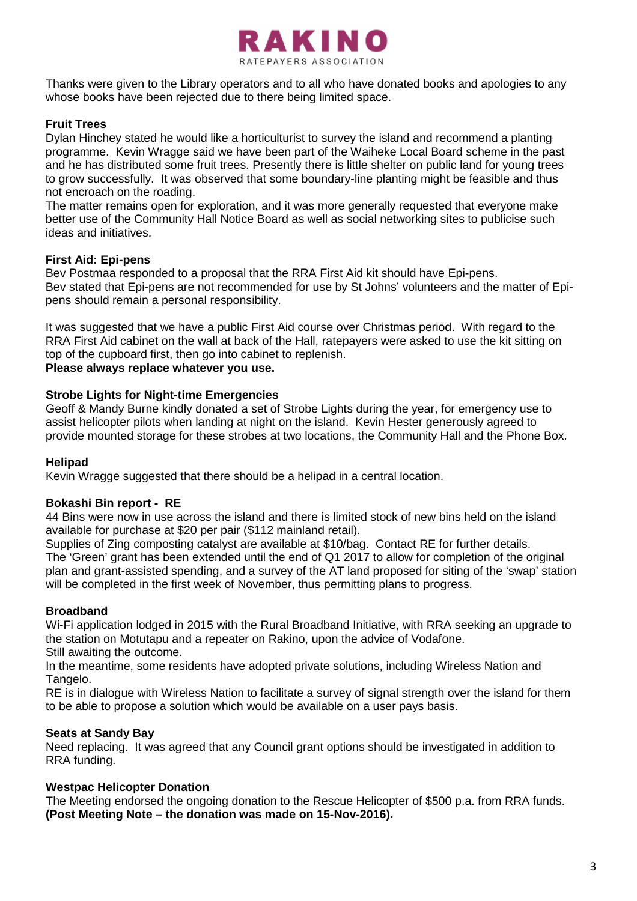Thanks were given to the Library operators and to all who have donated books and apologies to any whose books have been rejected due to there being limited space.

**Fruit Trees**

Dylan Hinchey stated he would like a horticulturist to survey the island and recommend a planting programme. Kevin Wragge said we have been part of the Waiheke Local Board scheme in the past and he has distributed some fruit trees. Presently there is little shelter on public land for young trees to grow successfully. It was observed that some boundary-line planting might be feasible and thus not encroach on the roading.

The matter remains open for exploration, and it was more generally requested that everyone make better use of the Community Hall Notice Board as well as social networking sites to publicise such ideas and initiatives.

**First Aid: Epi-pens**

Bev Postmaa responded to a proposal that the RRA First Aid kit should have Epi-pens.
Bev stated that Epi-pens are not recommended for use by St Johns' volunteers and the matter of Epi-pens should remain a personal responsibility.

It was suggested that we have a public First Aid course over Christmas period. With regard to the RRA First Aid cabinet on the wall at back of the Hall, ratepayers were asked to use the kit sitting on top of the cupboard first, then go into cabinet to replenish.

**Please always replace whatever you use.**

**Strobe Lights for Night-time Emergencies**

Geoff & Mandy Burne kindly donated a set of Strobe Lights during the year, for emergency use to assist helicopter pilots when landing at night on the island. Kevin Hester generously agreed to provide mounted storage for these strobes at two locations, the Community Hall and the Phone Box.

**Helipad**

Kevin Wragge suggested that there should be a helipad in a central location.

**Bokashi Bin report - RE**

44 Bins were now in use across the island and there is limited stock of new bins held on the island available for purchase at $20 per pair ($112 mainland retail).

Supplies of Zing composting catalyst are available at $10/bag. Contact RE for further details.

The 'Green' grant has been extended until the end of Q1 2017 to allow for completion of the original plan and grant-assisted spending, and a survey of the AT land proposed for siting of the 'swap' station will be completed in the first week of November, thus permitting plans to progress.

**Broadband**

Wi-Fi application lodged in 2015 with the Rural Broadband Initiative, with RRA seeking an upgrade to the station on Motutapu and a repeater on Rakino, upon the advice of Vodafone.

Still awaiting the outcome.

In the meantime, some residents have adopted private solutions, including Wireless Nation and Tangelo.

RE is in dialogue with Wireless Nation to facilitate a survey of signal strength over the island for them to be able to propose a solution which would be available on a user pays basis.

**Seats at Sandy Bay**

Need replacing. It was agreed that any Council grant options should be investigated in addition to RRA funding.

**Westpac Helicopter Donation**

The Meeting endorsed the ongoing donation to the Rescue Helicopter of $500 p.a. from RRA funds.
**(Post Meeting Note – the donation was made on 15-Nov-2016).**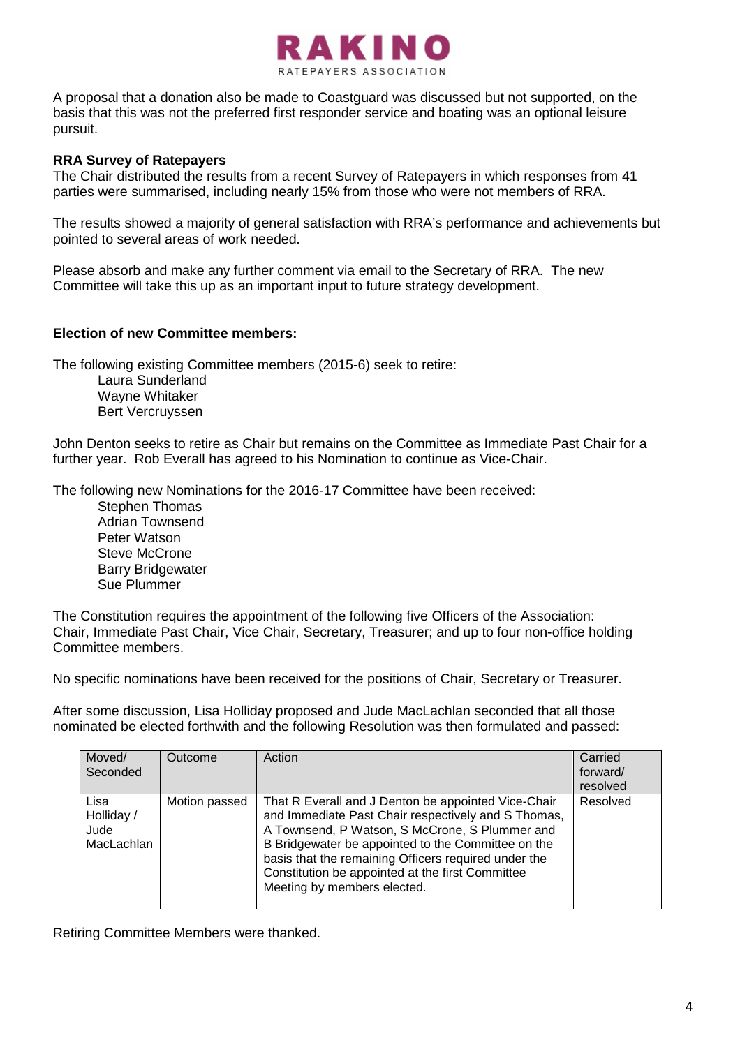A proposal that a donation also be made to Coastguard was discussed but not supported, on the basis that this was not the preferred first responder service and boating was an optional leisure pursuit.

**RRA Survey of Ratepayers**

The Chair distributed the results from a recent Survey of Ratepayers in which responses from 41 parties were summarised, including nearly 15% from those who were not members of RRA.

The results showed a majority of general satisfaction with RRA's performance and achievements but pointed to several areas of work needed.

Please absorb and make any further comment via email to the Secretary of RRA. The new Committee will take this up as an important input to future strategy development.

**Election of new Committee members:**

The following existing Committee members (2015-6) seek to retire:

- Laura Sunderland
- Wayne Whitaker
- Bert Vercruyssen

John Denton seeks to retire as Chair but remains on the Committee as Immediate Past Chair for a further year. Rob Everall has agreed to his Nomination to continue as Vice-Chair.

The following new Nominations for the 2016-17 Committee have been received:

- Stephen Thomas
- Adrian Townsend
- Peter Watson
- Steve McCrone
- Barry Bridgewater
- Sue Plummer

The Constitution requires the appointment of the following five Officers of the Association: Chair, Immediate Past Chair, Vice Chair, Secretary, Treasurer; and up to four non-office holding Committee members.

No specific nominations have been received for the positions of Chair, Secretary or Treasurer.

After some discussion, Lisa Holliday proposed and Jude MacLachlan seconded that all those nominated be elected forthwith and the following Resolution was then formulated and passed:

| Moved/ Seconded | Outcome | Action | Carried forward/ resolved |
|---|---|---|---|
| Lisa Holliday / Jude MacLachlan | Motion passed | That R Everall and J Denton be appointed Vice-Chair and Immediate Past Chair respectively and S Thomas, A Townsend, P Watson, S McCrone, S Plummer and B Bridgewater be appointed to the Committee on the basis that the remaining Officers required under the Constitution be appointed at the first Committee Meeting by members elected. | Resolved |

Retiring Committee Members were thanked.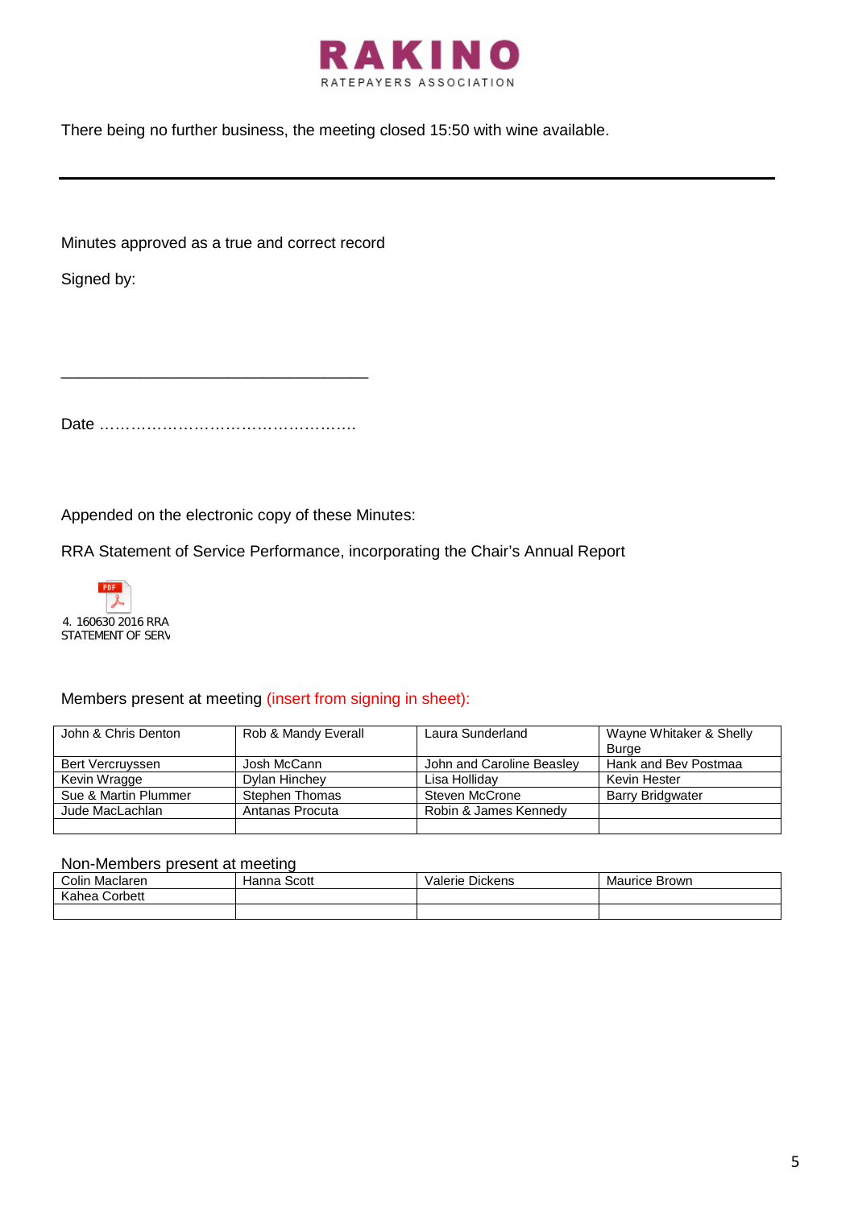# RAKINO

RATEPAYERS ASSOCIATION

There being no further business, the meeting closed 15:50 with wine available.

---

Minutes approved as a true and correct record

Signed by:

___________________________________

Date ……………………………………………

Appended on the electronic copy of these Minutes:

RRA Statement of Service Performance, incorporating the Chair's Annual Report

4. 160630 2016 RRA STATEMENT OF SERV

Members present at meeting (insert from signing in sheet):

| | | | |
|---|---|---|---|
| John & Chris Denton | Rob & Mandy Everall | Laura Sunderland | Wayne Whitaker & Shelly Burge |
| Bert Vercruyssen | Josh McCann | John and Caroline Beasley | Hank and Bev Postmaa |
| Kevin Wragge | Dylan Hinchey | Lisa Holliday | Kevin Hester |
| Sue & Martin Plummer | Stephen Thomas | Steven McCrone | Barry Bridgwater |
| Jude MacLachlan | Antanas Procuta | Robin & James Kennedy | |
| | | | |

Non-Members present at meeting

| | | | |
|---|---|---|---|
| Colin Maclaren | Hanna Scott | Valerie Dickens | Maurice Brown |
| Kahea Corbett | | | |
| | | | |